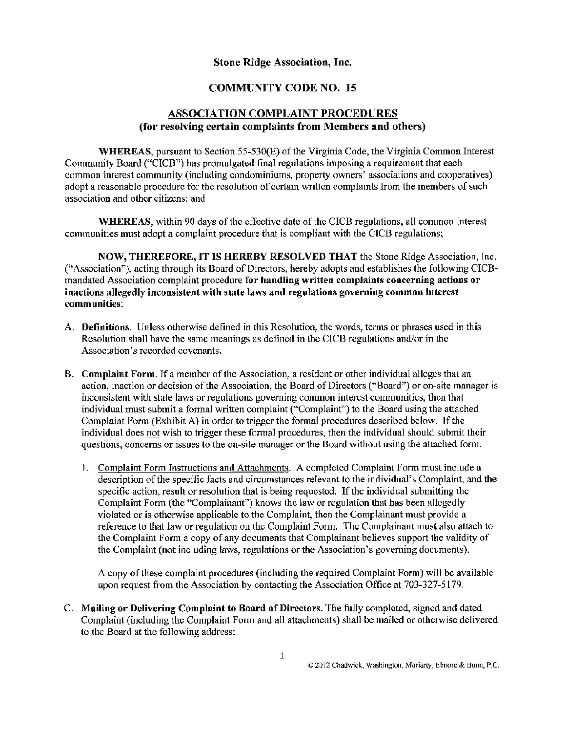# Stone Ridge Association, Inc.

## COMMUNITY CODE NO. 15

## ASSOCIATION COMPLAINT PROCEDURES
### (for resolving certain complaints from Members and others)

**WHEREAS**, pursuant to Section 55-530(E) of the Virginia Code, the Virginia Common Interest Community Board ("CICB") has promulgated final regulations imposing a requirement that each common interest community (including condominiums, property owners' associations and cooperatives) adopt a reasonable procedure for the resolution of certain written complaints from the members of such association and other citizens; and

**WHEREAS**, within 90 days of the effective date of the CICB regulations, all common interest communities must adopt a complaint procedure that is compliant with the CICB regulations;

**NOW, THEREFORE, IT IS HEREBY RESOLVED THAT** the Stone Ridge Association, Inc. ("Association"), acting through its Board of Directors, hereby adopts and establishes the following CICB-mandated Association complaint procedure **for handling written complaints concerning actions or inactions allegedly inconsistent with state laws and regulations governing common interest communities**:

A. **Definitions.** Unless otherwise defined in this Resolution, the words, terms or phrases used in this Resolution shall have the same meanings as defined in the CICB regulations and/or in the Association's recorded covenants.

B. **Complaint Form.** If a member of the Association, a resident or other individual alleges that an action, inaction or decision of the Association, the Board of Directors ("Board") or on-site manager is inconsistent with state laws or regulations governing common interest communities, then that individual must submit a formal written complaint ("Complaint") to the Board using the attached Complaint Form (Exhibit A) in order to trigger the formal procedures described below. If the individual does <u>not</u> wish to trigger these formal procedures, then the individual should submit their questions, concerns or issues to the on-site manager or the Board without using the attached form.

   1. <u>Complaint Form Instructions and Attachments</u>. A completed Complaint Form must include a description of the specific facts and circumstances relevant to the individual's Complaint, and the specific action, result or resolution that is being requested. If the individual submitting the Complaint Form (the "Complainant") knows the law or regulation that has been allegedly violated or is otherwise applicable to the Complaint, then the Complainant must provide a reference to that law or regulation on the Complaint Form. The Complainant must also attach to the Complaint Form a copy of any documents that Complainant believes support the validity of the Complaint (not including laws, regulations or the Association's governing documents).

   A copy of these complaint procedures (including the required Complaint Form) will be available upon request from the Association by contacting the Association Office at 703-327-5179.

C. **Mailing or Delivering Complaint to Board of Directors.** The fully completed, signed and dated Complaint (including the Complaint Form and all attachments) shall be mailed or otherwise delivered to the Board at the following address:

© 2012 Chadwick, Washington, Moriarty, Elmore & Bunn, P.C.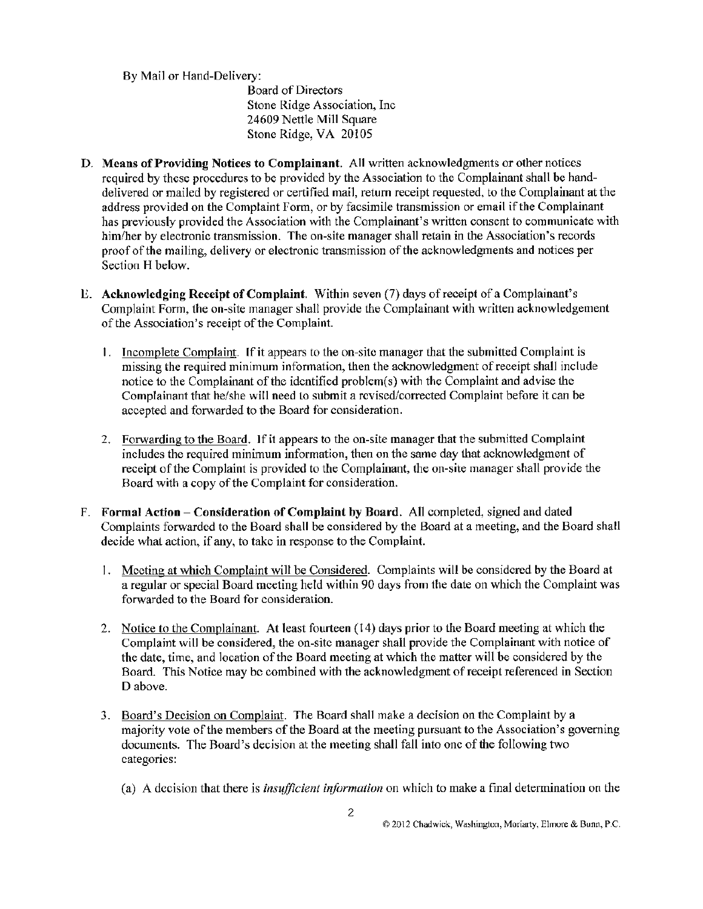By Mail or Hand-Delivery:

Board of Directors
Stone Ridge Association, Inc
24609 Nettle Mill Square
Stone Ridge, VA 20105

D. **Means of Providing Notices to Complainant.** All written acknowledgments or other notices required by these procedures to be provided by the Association to the Complainant shall be hand-delivered or mailed by registered or certified mail, return receipt requested, to the Complainant at the address provided on the Complaint Form, or by facsimile transmission or email if the Complainant has previously provided the Association with the Complainant's written consent to communicate with him/her by electronic transmission. The on-site manager shall retain in the Association's records proof of the mailing, delivery or electronic transmission of the acknowledgments and notices per Section H below.

E. **Acknowledging Receipt of Complaint.** Within seven (7) days of receipt of a Complainant's Complaint Form, the on-site manager shall provide the Complainant with written acknowledgement of the Association's receipt of the Complaint.

   1. Incomplete Complaint. If it appears to the on-site manager that the submitted Complaint is missing the required minimum information, then the acknowledgment of receipt shall include notice to the Complainant of the identified problem(s) with the Complaint and advise the Complainant that he/she will need to submit a revised/corrected Complaint before it can be accepted and forwarded to the Board for consideration.

   2. Forwarding to the Board. If it appears to the on-site manager that the submitted Complaint includes the required minimum information, then on the same day that acknowledgment of receipt of the Complaint is provided to the Complainant, the on-site manager shall provide the Board with a copy of the Complaint for consideration.

F. **Formal Action – Consideration of Complaint by Board.** All completed, signed and dated Complaints forwarded to the Board shall be considered by the Board at a meeting, and the Board shall decide what action, if any, to take in response to the Complaint.

   1. Meeting at which Complaint will be Considered. Complaints will be considered by the Board at a regular or special Board meeting held within 90 days from the date on which the Complaint was forwarded to the Board for consideration.

   2. Notice to the Complainant. At least fourteen (14) days prior to the Board meeting at which the Complaint will be considered, the on-site manager shall provide the Complainant with notice of the date, time, and location of the Board meeting at which the matter will be considered by the Board. This Notice may be combined with the acknowledgment of receipt referenced in Section D above.

   3. Board's Decision on Complaint. The Board shall make a decision on the Complaint by a majority vote of the members of the Board at the meeting pursuant to the Association's governing documents. The Board's decision at the meeting shall fall into one of the following two categories:

      (a) A decision that there is *insufficient information* on which to make a final determination on the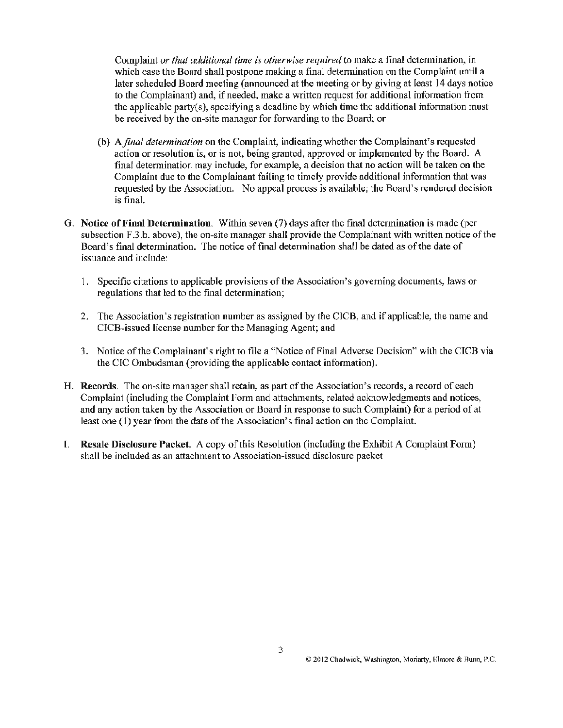Complaint *or that additional time is otherwise required* to make a final determination, in which case the Board shall postpone making a final determination on the Complaint until a later scheduled Board meeting (announced at the meeting or by giving at least 14 days notice to the Complainant) and, if needed, make a written request for additional information from the applicable party(s), specifying a deadline by which time the additional information must be received by the on-site manager for forwarding to the Board; or

(b) A *final determination* on the Complaint, indicating whether the Complainant's requested action or resolution is, or is not, being granted, approved or implemented by the Board. A final determination may include, for example, a decision that no action will be taken on the Complaint due to the Complainant failing to timely provide additional information that was requested by the Association. No appeal process is available; the Board's rendered decision is final.

G. **Notice of Final Determination**. Within seven (7) days after the final determination is made (per subsection F.3.b. above), the on-site manager shall provide the Complainant with written notice of the Board's final determination. The notice of final determination shall be dated as of the date of issuance and include:

1. Specific citations to applicable provisions of the Association's governing documents, laws or regulations that led to the final determination;

2. The Association's registration number as assigned by the CICB, and if applicable, the name and CICB-issued license number for the Managing Agent; and

3. Notice of the Complainant's right to file a "Notice of Final Adverse Decision" with the CICB via the CIC Ombudsman (providing the applicable contact information).

H. **Records**. The on-site manager shall retain, as part of the Association's records, a record of each Complaint (including the Complaint Form and attachments, related acknowledgments and notices, and any action taken by the Association or Board in response to such Complaint) for a period of at least one (1) year from the date of the Association's final action on the Complaint.

I. **Resale Disclosure Packet**. A copy of this Resolution (including the Exhibit A Complaint Form) shall be included as an attachment to Association-issued disclosure packet

© 2012 Chadwick, Washington, Moriarty, Elmore & Bunn, P.C.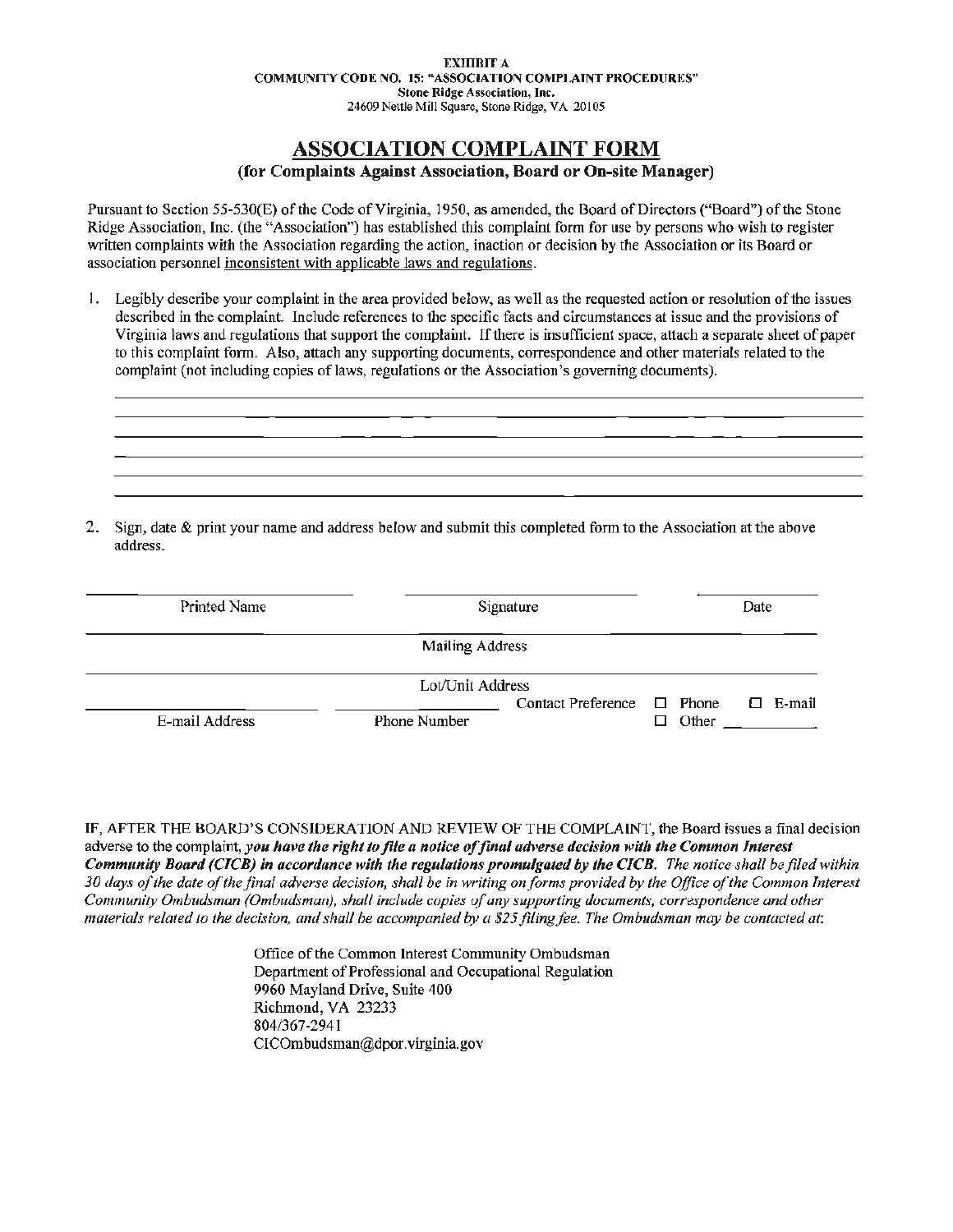**EXHIBIT A**
**COMMUNITY CODE NO. 15: "ASSOCIATION COMPLAINT PROCEDURES"**
**Stone Ridge Association, Inc.**
24609 Nettle Mill Square, Stone Ridge, VA 20105

# ASSOCIATION COMPLAINT FORM

## (for Complaints Against Association, Board or On-site Manager)

Pursuant to Section 55-530(E) of the Code of Virginia, 1950, as amended, the Board of Directors ("Board") of the Stone Ridge Association, Inc. (the "Association") has established this complaint form for use by persons who wish to register written complaints with the Association regarding the action, inaction or decision by the Association or its Board or association personnel inconsistent with applicable laws and regulations.

1. Legibly describe your complaint in the area provided below, as well as the requested action or resolution of the issues described in the complaint. Include references to the specific facts and circumstances at issue and the provisions of Virginia laws and regulations that support the complaint. If there is insufficient space, attach a separate sheet of paper to this complaint form. Also, attach any supporting documents, correspondence and other materials related to the complaint (not including copies of laws, regulations or the Association's governing documents).

______________________________________________________________________

______________________________________________________________________

______________________________________________________________________

______________________________________________________________________

______________________________________________________________________

2. Sign, date & print your name and address below and submit this completed form to the Association at the above address.

______________________________ ______________________________ ______________
Printed Name Signature Date

______________________________________________________________________
Mailing Address

______________________________________________________________________
Lot/Unit Address

______________________ ______________________ Contact Preference ☐ Phone ☐ E-mail
E-mail Address Phone Number ☐ Other __________

IF, AFTER THE BOARD'S CONSIDERATION AND REVIEW OF THE COMPLAINT, the Board issues a final decision adverse to the complaint, ***you have the right to file a notice of final adverse decision with the Common Interest Community Board (CICB) in accordance with the regulations promulgated by the CICB.*** *The notice shall be filed within 30 days of the date of the final adverse decision, shall be in writing on forms provided by the Office of the Common Interest Community Ombudsman (Ombudsman), shall include copies of any supporting documents, correspondence and other materials related to the decision, and shall be accompanied by a $25 filing fee. The Ombudsman may be contacted at:*

Office of the Common Interest Community Ombudsman
Department of Professional and Occupational Regulation
9960 Mayland Drive, Suite 400
Richmond, VA 23233
804/367-2941
CICOmbudsman@dpor.virginia.gov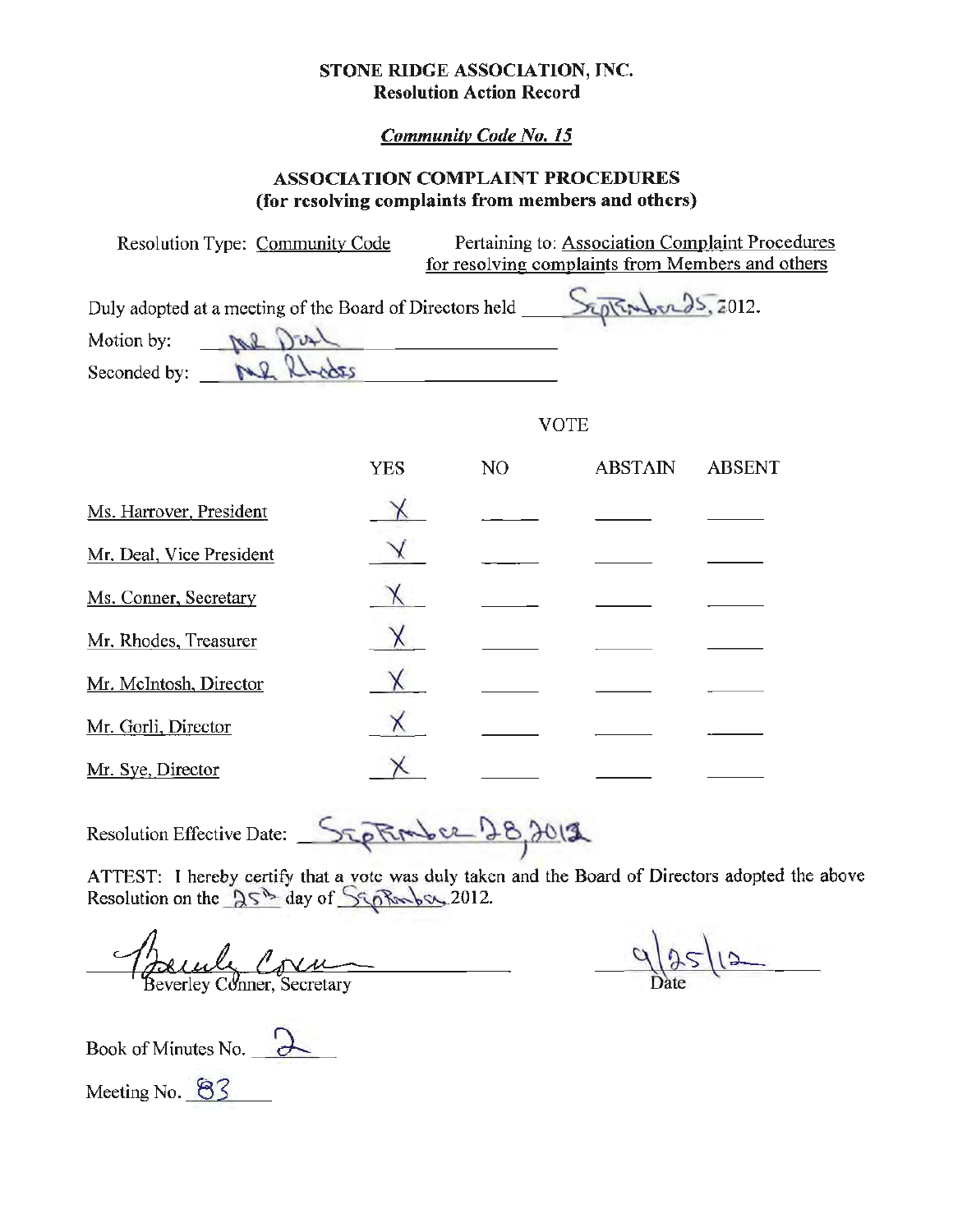**STONE RIDGE ASSOCIATION, INC.**
**Resolution Action Record**

***Community Code No. 15***

**ASSOCIATION COMPLAINT PROCEDURES**
**(for resolving complaints from members and others)**

Resolution Type: Community Code    Pertaining to: Association Complaint Procedures for resolving complaints from Members and others

Duly adopted at a meeting of the Board of Directors held September 25, 2012.

Motion by: Mr Deal

Seconded by: Mr Rhodes

| | VOTE | | | |
|---|---|---|---|---|
| | YES | NO | ABSTAIN | ABSENT |
| Ms. Harrover, President | X | | | |
| Mr. Deal, Vice President | X | | | |
| Ms. Conner, Secretary | X | | | |
| Mr. Rhodes, Treasurer | X | | | |
| Mr. McIntosh, Director | X | | | |
| Mr. Gorli, Director | X | | | |
| Mr. Sye, Director | X | | | |

Resolution Effective Date: September 28, 2012

ATTEST: I hereby certify that a vote was duly taken and the Board of Directors adopted the above Resolution on the 25th day of September, 2012.

Beverley Conner, Secretary    9/25/12
Date

Book of Minutes No. 2

Meeting No. 83